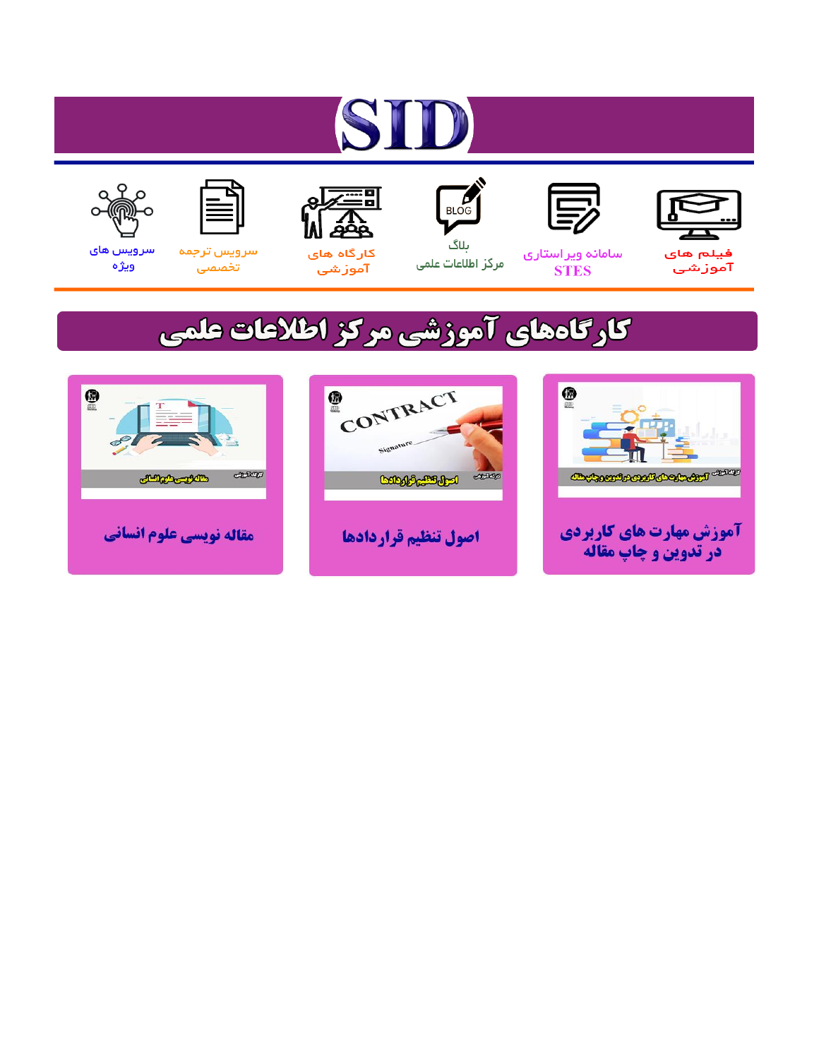# SID

فیلم های آموزشی

سامانه ویراستاری STES

بلاگ مرکز اطلاعات علمی

کارگاه های آموزشی

سرویس ترجمه تخصصی

سرویس های ویژه

## کارگاه‌های آموزشی مرکز اطلاعات علمی

آموزش مهارت های کاربردی در تدوین و چاپ مقاله

اصول تنظیم قراردادها

مقاله نویسی علوم انسانی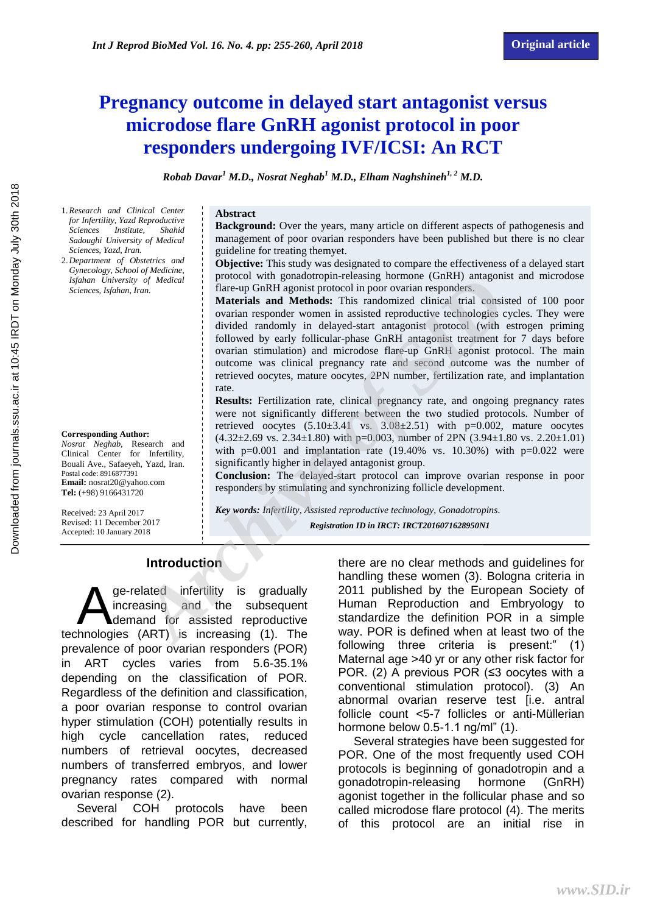# Pregnancy outcome in delayed start antagonist versus microdose flare GnRH agonist protocol in poor responders undergoing IVF/ICSI: An RCT

**Robab Davar[1] M.D., Nosrat Neghab[1] M.D., Elham Naghshineh[1, 2] M.D.**

1. *Research and Clinical Center for Infertility, Yazd Reproductive Sciences Institute, Shahid Sadoughi University of Medical Sciences, Yazd, Iran.*
2. *Department of Obstetrics and Gynecology, School of Medicine, Isfahan University of Medical Sciences, Isfahan, Iran.*

**Corresponding Author:**
*Nosrat Neghab,* Research and Clinical Center for Infertility, Bouali Ave., Safaeyeh, Yazd, Iran.
Postal code: 8916877391
**Email:** nosrat20@yahoo.com
**Tel:** (+98) 9166431720

Received: 23 April 2017
Revised: 11 December 2017
Accepted: 10 January 2018

## Abstract

**Background:** Over the years, many article on different aspects of pathogenesis and management of poor ovarian responders have been published but there is no clear guideline for treating themyet.

**Objective:** This study was designated to compare the effectiveness of a delayed start protocol with gonadotropin-releasing hormone (GnRH) antagonist and microdose flare-up GnRH agonist protocol in poor ovarian responders.

**Materials and Methods:** This randomized clinical trial consisted of 100 poor ovarian responder women in assisted reproductive technologies cycles. They were divided randomly in delayed-start antagonist protocol (with estrogen priming followed by early follicular-phase GnRH antagonist treatment for 7 days before ovarian stimulation) and microdose flare-up GnRH agonist protocol. The main outcome was clinical pregnancy rate and second outcome was the number of retrieved oocytes, mature oocytes, 2PN number, fertilization rate, and implantation rate.

**Results:** Fertilization rate, clinical pregnancy rate, and ongoing pregnancy rates were not significantly different between the two studied protocols. Number of retrieved oocytes (5.10±3.41 vs. 3.08±2.51) with p=0.002, mature oocytes (4.32±2.69 vs. 2.34±1.80) with p=0.003, number of 2PN (3.94±1.80 vs. 2.20±1.01) with p=0.001 and implantation rate (19.40% vs. 10.30%) with p=0.022 were significantly higher in delayed antagonist group.

**Conclusion:** The delayed-start protocol can improve ovarian response in poor responders by stimulating and synchronizing follicle development.

***Key words:*** *Infertility, Assisted reproductive technology, Gonadotropins.*

***Registration ID in IRCT: IRCT2016071628950N1***

## Introduction

Age-related infertility is gradually increasing and the subsequent demand for assisted reproductive technologies (ART) is increasing (1). The prevalence of poor ovarian responders (POR) in ART cycles varies from 5.6-35.1% depending on the classification of POR. Regardless of the definition and classification, a poor ovarian response to control ovarian hyper stimulation (COH) potentially results in high cycle cancellation rates, reduced numbers of retrieval oocytes, decreased numbers of transferred embryos, and lower pregnancy rates compared with normal ovarian response (2).

Several COH protocols have been described for handling POR but currently, there are no clear methods and guidelines for handling these women (3). Bologna criteria in 2011 published by the European Society of Human Reproduction and Embryology to standardize the definition POR in a simple way. POR is defined when at least two of the following three criteria is present:" (1) Maternal age >40 yr or any other risk factor for POR. (2) A previous POR (≤3 oocytes with a conventional stimulation protocol). (3) An abnormal ovarian reserve test [i.e. antral follicle count <5-7 follicles or anti-Müllerian hormone below 0.5-1.1 ng/ml" (1).

Several strategies have been suggested for POR. One of the most frequently used COH protocols is beginning of gonadotropin and a gonadotropin-releasing hormone (GnRH) agonist together in the follicular phase and so called microdose flare protocol (4). The merits of this protocol are an initial rise in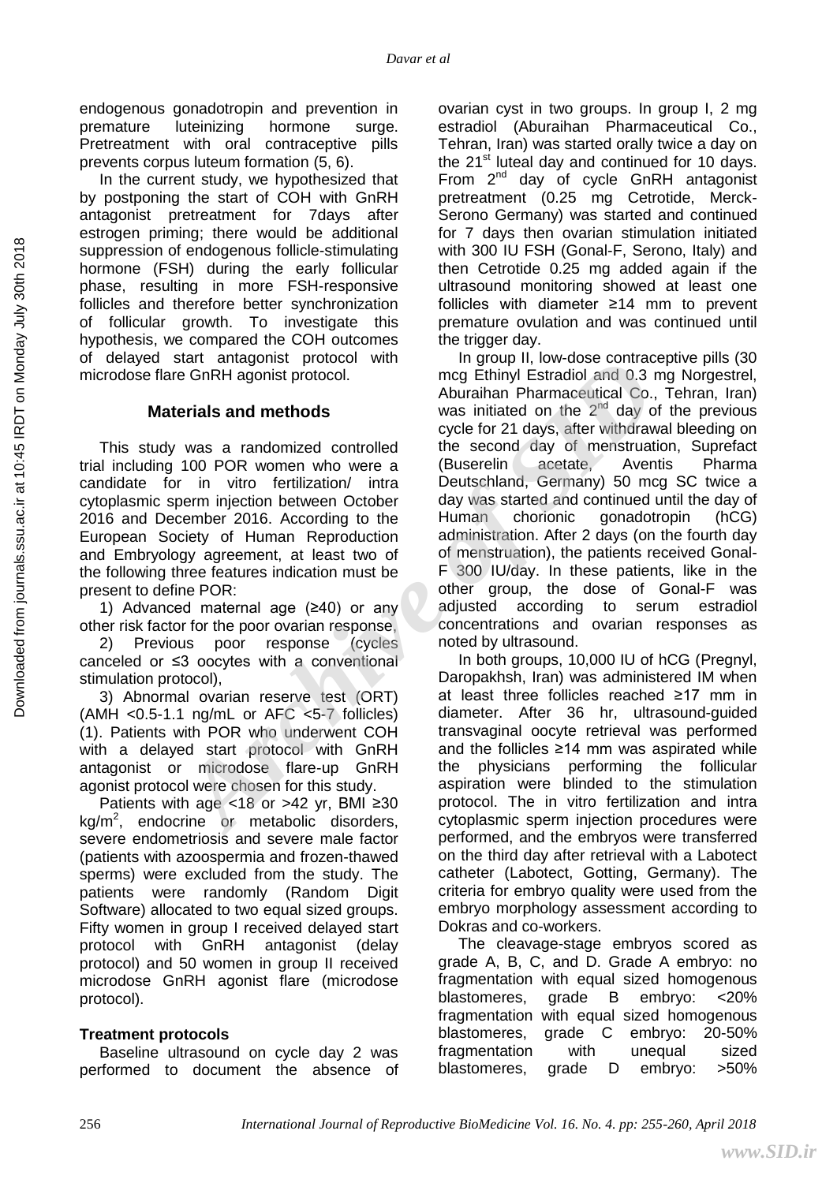endogenous gonadotropin and prevention in premature luteinizing hormone surge. Pretreatment with oral contraceptive pills prevents corpus luteum formation (5, 6).

In the current study, we hypothesized that by postponing the start of COH with GnRH antagonist pretreatment for 7days after estrogen priming; there would be additional suppression of endogenous follicle-stimulating hormone (FSH) during the early follicular phase, resulting in more FSH-responsive follicles and therefore better synchronization of follicular growth. To investigate this hypothesis, we compared the COH outcomes of delayed start antagonist protocol with microdose flare GnRH agonist protocol.

## Materials and methods

This study was a randomized controlled trial including 100 POR women who were a candidate for in vitro fertilization/ intra cytoplasmic sperm injection between October 2016 and December 2016. According to the European Society of Human Reproduction and Embryology agreement, at least two of the following three features indication must be present to define POR:

1) Advanced maternal age (≥40) or any other risk factor for the poor ovarian response,

2) Previous poor response (cycles canceled or ≤3 oocytes with a conventional stimulation protocol),

3) Abnormal ovarian reserve test (ORT) (AMH <0.5-1.1 ng/mL or AFC <5-7 follicles) (1). Patients with POR who underwent COH with a delayed start protocol with GnRH antagonist or microdose flare-up GnRH agonist protocol were chosen for this study.

Patients with age <18 or >42 yr, BMI ≥30 kg/m$^2$, endocrine or metabolic disorders, severe endometriosis and severe male factor (patients with azoospermia and frozen-thawed sperms) were excluded from the study. The patients were randomly (Random Digit Software) allocated to two equal sized groups. Fifty women in group I received delayed start protocol with GnRH antagonist (delay protocol) and 50 women in group II received microdose GnRH agonist flare (microdose protocol).

### Treatment protocols

Baseline ultrasound on cycle day 2 was performed to document the absence of ovarian cyst in two groups. In group I, 2 mg estradiol (Aburaihan Pharmaceutical Co., Tehran, Iran) was started orally twice a day on the 21$^{st}$ luteal day and continued for 10 days. From 2$^{nd}$ day of cycle GnRH antagonist pretreatment (0.25 mg Cetrotide, Merck-Serono Germany) was started and continued for 7 days then ovarian stimulation initiated with 300 IU FSH (Gonal-F, Serono, Italy) and then Cetrotide 0.25 mg added again if the ultrasound monitoring showed at least one follicles with diameter ≥14 mm to prevent premature ovulation and was continued until the trigger day.

In group II, low-dose contraceptive pills (30 mcg Ethinyl Estradiol and 0.3 mg Norgestrel, Aburaihan Pharmaceutical Co., Tehran, Iran) was initiated on the 2$^{nd}$ day of the previous cycle for 21 days, after withdrawal bleeding on the second day of menstruation, Suprefact (Buserelin acetate, Aventis Pharma Deutschland, Germany) 50 mcg SC twice a day was started and continued until the day of Human chorionic gonadotropin (hCG) administration. After 2 days (on the fourth day of menstruation), the patients received Gonal-F 300 IU/day. In these patients, like in the other group, the dose of Gonal-F was adjusted according to serum estradiol concentrations and ovarian responses as noted by ultrasound.

In both groups, 10,000 IU of hCG (Pregnyl, Daropakhsh, Iran) was administered IM when at least three follicles reached ≥17 mm in diameter. After 36 hr, ultrasound-guided transvaginal oocyte retrieval was performed and the follicles ≥14 mm was aspirated while the physicians performing the follicular aspiration were blinded to the stimulation protocol. The in vitro fertilization and intra cytoplasmic sperm injection procedures were performed, and the embryos were transferred on the third day after retrieval with a Labotect catheter (Labotect, Gotting, Germany). The criteria for embryo quality were used from the embryo morphology assessment according to Dokras and co-workers.

The cleavage-stage embryos scored as grade A, B, C, and D. Grade A embryo: no fragmentation with equal sized homogenous blastomeres, grade B embryo: <20% fragmentation with equal sized homogenous blastomeres, grade C embryo: 20-50% fragmentation with unequal sized blastomeres, grade D embryo: >50%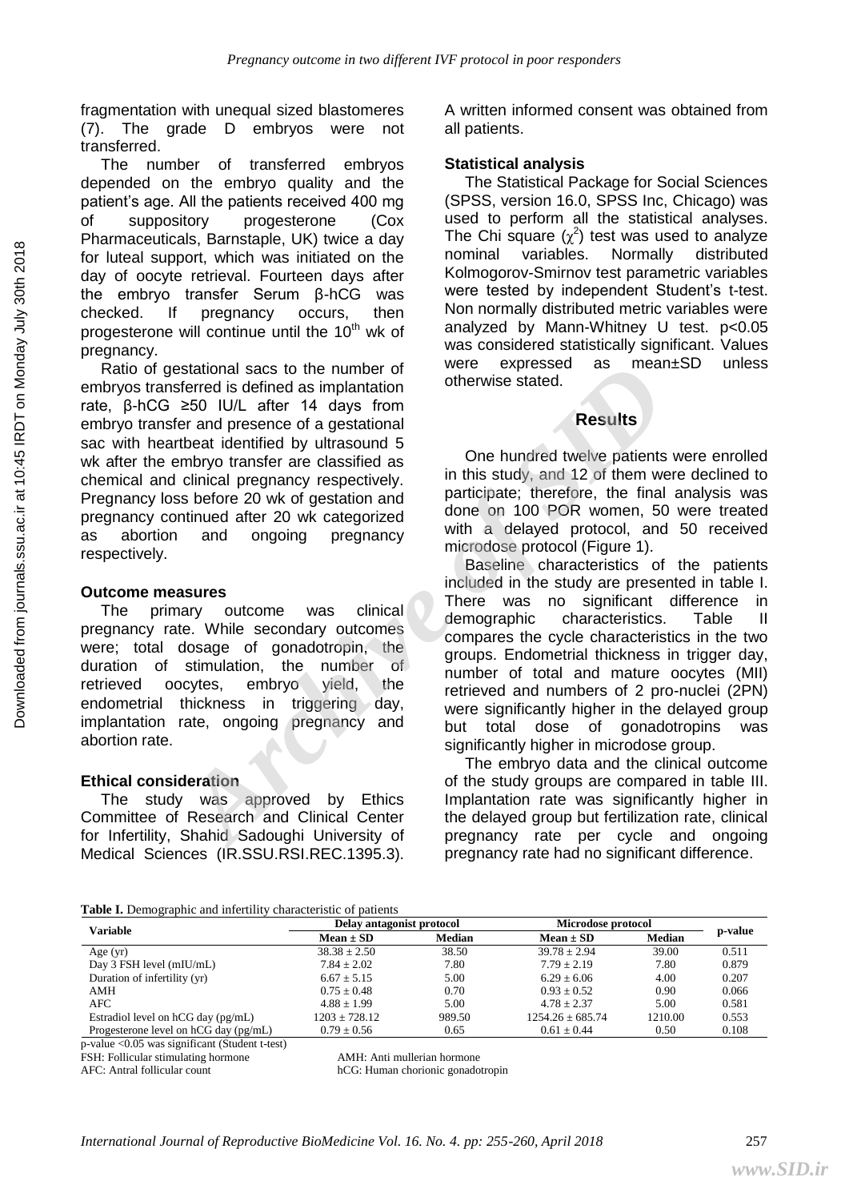fragmentation with unequal sized blastomeres (7). The grade D embryos were not transferred.

The number of transferred embryos depended on the embryo quality and the patient's age. All the patients received 400 mg of suppository progesterone (Cox Pharmaceuticals, Barnstaple, UK) twice a day for luteal support, which was initiated on the day of oocyte retrieval. Fourteen days after the embryo transfer Serum β-hCG was checked. If pregnancy occurs, then progesterone will continue until the 10$^{th}$ wk of pregnancy.

Ratio of gestational sacs to the number of embryos transferred is defined as implantation rate, β-hCG ≥50 IU/L after 14 days from embryo transfer and presence of a gestational sac with heartbeat identified by ultrasound 5 wk after the embryo transfer are classified as chemical and clinical pregnancy respectively. Pregnancy loss before 20 wk of gestation and pregnancy continued after 20 wk categorized as abortion and ongoing pregnancy respectively.

### Outcome measures

The primary outcome was clinical pregnancy rate. While secondary outcomes were; total dosage of gonadotropin, the duration of stimulation, the number of retrieved oocytes, embryo yield, the endometrial thickness in triggering day, implantation rate, ongoing pregnancy and abortion rate.

### Ethical consideration

The study was approved by Ethics Committee of Research and Clinical Center for Infertility, Shahid Sadoughi University of Medical Sciences (IR.SSU.RSI.REC.1395.3). A written informed consent was obtained from all patients.

### Statistical analysis

The Statistical Package for Social Sciences (SPSS, version 16.0, SPSS Inc, Chicago) was used to perform all the statistical analyses. The Chi square ($\chi^2$) test was used to analyze nominal variables. Normally distributed Kolmogorov-Smirnov test parametric variables were tested by independent Student's t-test. Non normally distributed metric variables were analyzed by Mann-Whitney U test. $p<0.05$ was considered statistically significant. Values were expressed as mean±SD unless otherwise stated.

## Results

One hundred twelve patients were enrolled in this study, and 12 of them were declined to participate; therefore, the final analysis was done on 100 POR women, 50 were treated with a delayed protocol, and 50 received microdose protocol (Figure 1).

Baseline characteristics of the patients included in the study are presented in table I. There was no significant difference in demographic characteristics. Table II compares the cycle characteristics in the two groups. Endometrial thickness in trigger day, number of total and mature oocytes (MII) retrieved and numbers of 2 pro-nuclei (2PN) were significantly higher in the delayed group but total dose of gonadotropins was significantly higher in microdose group.

The embryo data and the clinical outcome of the study groups are compared in table III. Implantation rate was significantly higher in the delayed group but fertilization rate, clinical pregnancy rate per cycle and ongoing pregnancy rate had no significant difference.

**Table I.** Demographic and infertility characteristic of patients

| Variable | Delay antagonist protocol | | Microdose protocol | | p-value |
|---|---|---|---|---|---|
| | Mean ± SD | Median | Mean ± SD | Median | |
| Age (yr) | 38.38 ± 2.50 | 38.50 | 39.78 ± 2.94 | 39.00 | 0.511 |
| Day 3 FSH level (mIU/mL) | 7.84 ± 2.02 | 7.80 | 7.79 ± 2.19 | 7.80 | 0.879 |
| Duration of infertility (yr) | 6.67 ± 5.15 | 5.00 | 6.29 ± 6.06 | 4.00 | 0.207 |
| AMH | 0.75 ± 0.48 | 0.70 | 0.93 ± 0.52 | 0.90 | 0.066 |
| AFC | 4.88 ± 1.99 | 5.00 | 4.78 ± 2.37 | 5.00 | 0.581 |
| Estradiol level on hCG day (pg/mL) | 1203 ± 728.12 | 989.50 | 1254.26 ± 685.74 | 1210.00 | 0.553 |
| Progesterone level on hCG day (pg/mL) | 0.79 ± 0.56 | 0.65 | 0.61 ± 0.44 | 0.50 | 0.108 |

p-value <0.05 was significant (Student t-test)
FSH: Follicular stimulating hormone
AFC: Antral follicular count
AMH: Anti mullerian hormone
hCG: Human chorionic gonadotropin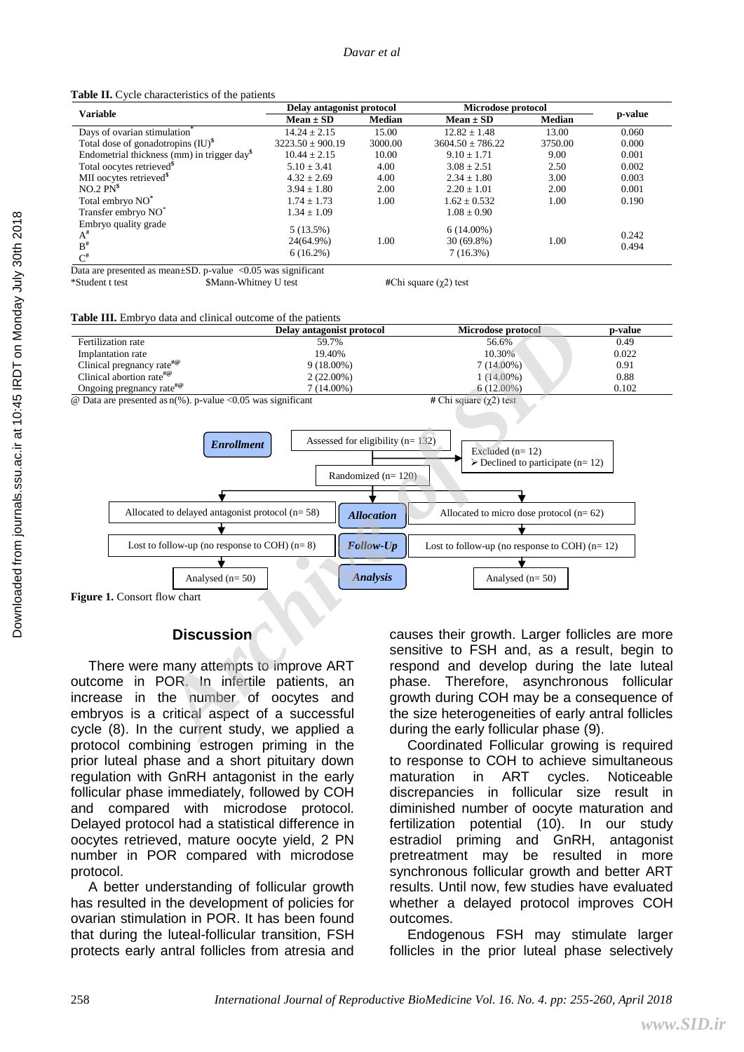**Table II.** Cycle characteristics of the patients

| Variable | Delay antagonist protocol | | Microdose protocol | | p-value |
|---|---|---|---|---|---|
| | Mean ± SD | Median | Mean ± SD | Median | |
| Days of ovarian stimulation* | 14.24 ± 2.15 | 15.00 | 12.82 ± 1.48 | 13.00 | 0.060 |
| Total dose of gonadotropins (IU)$ | 3223.50 ± 900.19 | 3000.00 | 3604.50 ± 786.22 | 3750.00 | 0.000 |
| Endometrial thickness (mm) in trigger day$ | 10.44 ± 2.15 | 10.00 | 9.10 ± 1.71 | 9.00 | 0.001 |
| Total oocytes retrieved$ | 5.10 ± 3.41 | 4.00 | 3.08 ± 2.51 | 2.50 | 0.002 |
| MII oocytes retrieved$ | 4.32 ± 2.69 | 4.00 | 2.34 ± 1.80 | 3.00 | 0.003 |
| NO.2 PN$ | 3.94 ± 1.80 | 2.00 | 2.20 ± 1.01 | 2.00 | 0.001 |
| Total embryo NO* | 1.74 ± 1.73 | 1.00 | 1.62 ± 0.532 | 1.00 | 0.190 |
| Transfer embryo NO* | 1.34 ± 1.09 | | 1.08 ± 0.90 | | |
| Embryo quality grade | | | | | |
| A# | 5 (13.5%) | | 6 (14.00%) | | |
| B# | 24(64.9%) | 1.00 | 30 (69.8%) | 1.00 | 0.242 |
| C# | 6 (16.2%) | | 7 (16.3%) | | 0.494 |

Data are presented as mean±SD. p-value <0.05 was significant
*Student t test $Mann-Whitney U test #Chi square ($\chi^2$) test

**Table III.** Embryo data and clinical outcome of the patients

| | Delay antagonist protocol | Microdose protocol | p-value |
|---|---|---|---|
| Fertilization rate | 59.7% | 56.6% | 0.49 |
| Implantation rate | 19.40% | 10.30% | 0.022 |
| Clinical pregnancy rate#@ | 9 (18.00%) | 7 (14.00%) | 0.91 |
| Clinical abortion rate#@ | 2 (22.00%) | 1 (14.00%) | 0.88 |
| Ongoing pregnancy rate#@ | 7 (14.00%) | 6 (12.00%) | 0.102 |

@ Data are presented as n(%). p-value <0.05 was significant # Chi square ($\chi^2$) test

**Enrollment**

Assessed for eligibility (n= 132)

Excluded (n= 12)
- Declined to participate (n= 12)

Randomized (n= 120)

**Allocation**

Allocated to delayed antagonist protocol (n= 58) | Allocated to micro dose protocol (n= 62)

**Follow-Up**

Lost to follow-up (no response to COH) (n= 8) | Lost to follow-up (no response to COH) (n= 12)

**Analysis**

Analysed (n= 50) | Analysed (n= 50)

**Figure 1.** Consort flow chart

## Discussion

There were many attempts to improve ART outcome in POR. In infertile patients, an increase in the number of oocytes and embryos is a critical aspect of a successful cycle (8). In the current study, we applied a protocol combining estrogen priming in the prior luteal phase and a short pituitary down regulation with GnRH antagonist in the early follicular phase immediately, followed by COH and compared with microdose protocol. Delayed protocol had a statistical difference in oocytes retrieved, mature oocyte yield, 2 PN number in POR compared with microdose protocol.

A better understanding of follicular growth has resulted in the development of policies for ovarian stimulation in POR. It has been found that during the luteal-follicular transition, FSH protects early antral follicles from atresia and causes their growth. Larger follicles are more sensitive to FSH and, as a result, begin to respond and develop during the late luteal phase. Therefore, asynchronous follicular growth during COH may be a consequence of the size heterogeneities of early antral follicles during the early follicular phase (9).

Coordinated Follicular growing is required to response to COH to achieve simultaneous maturation in ART cycles. Noticeable discrepancies in follicular size result in diminished number of oocyte maturation and fertilization potential (10). In our study estradiol priming and GnRH, antagonist pretreatment may be resulted in more synchronous follicular growth and better ART results. Until now, few studies have evaluated whether a delayed protocol improves COH outcomes.

Endogenous FSH may stimulate larger follicles in the prior luteal phase selectively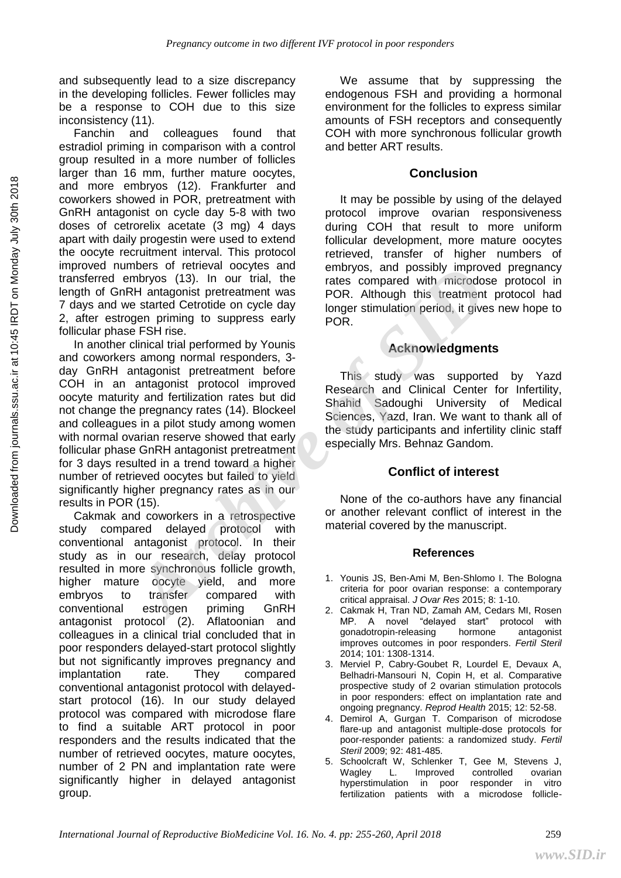and subsequently lead to a size discrepancy in the developing follicles. Fewer follicles may be a response to COH due to this size inconsistency (11).

Fanchin and colleagues found that estradiol priming in comparison with a control group resulted in a more number of follicles larger than 16 mm, further mature oocytes, and more embryos (12). Frankfurter and coworkers showed in POR, pretreatment with GnRH antagonist on cycle day 5-8 with two doses of cetrorelix acetate (3 mg) 4 days apart with daily progestin were used to extend the oocyte recruitment interval. This protocol improved numbers of retrieval oocytes and transferred embryos (13). In our trial, the length of GnRH antagonist pretreatment was 7 days and we started Cetrotide on cycle day 2, after estrogen priming to suppress early follicular phase FSH rise.

In another clinical trial performed by Younis and coworkers among normal responders, 3-day GnRH antagonist pretreatment before COH in an antagonist protocol improved oocyte maturity and fertilization rates but did not change the pregnancy rates (14). Blockeel and colleagues in a pilot study among women with normal ovarian reserve showed that early follicular phase GnRH antagonist pretreatment for 3 days resulted in a trend toward a higher number of retrieved oocytes but failed to yield significantly higher pregnancy rates as in our results in POR (15).

Cakmak and coworkers in a retrospective study compared delayed protocol with conventional antagonist protocol. In their study as in our research, delay protocol resulted in more synchronous follicle growth, higher mature oocyte yield, and more embryos to transfer compared with conventional estrogen priming GnRH antagonist protocol (2). Aflatoonian and colleagues in a clinical trial concluded that in poor responders delayed-start protocol slightly but not significantly improves pregnancy and implantation rate. They compared conventional antagonist protocol with delayed-start protocol (16). In our study delayed protocol was compared with microdose flare to find a suitable ART protocol in poor responders and the results indicated that the number of retrieved oocytes, mature oocytes, number of 2 PN and implantation rate were significantly higher in delayed antagonist group.

We assume that by suppressing the endogenous FSH and providing a hormonal environment for the follicles to express similar amounts of FSH receptors and consequently COH with more synchronous follicular growth and better ART results.

## Conclusion

It may be possible by using of the delayed protocol improve ovarian responsiveness during COH that result to more uniform follicular development, more mature oocytes retrieved, transfer of higher numbers of embryos, and possibly improved pregnancy rates compared with microdose protocol in POR. Although this treatment protocol had longer stimulation period, it gives new hope to POR.

## Acknowledgments

This study was supported by Yazd Research and Clinical Center for Infertility, Shahid Sadoughi University of Medical Sciences, Yazd, Iran. We want to thank all of the study participants and infertility clinic staff especially Mrs. Behnaz Gandom.

## Conflict of interest

None of the co-authors have any financial or another relevant conflict of interest in the material covered by the manuscript.

## References

1. Younis JS, Ben-Ami M, Ben-Shlomo I. The Bologna criteria for poor ovarian response: a contemporary critical appraisal. *J Ovar Res* 2015; 8: 1-10.
2. Cakmak H, Tran ND, Zamah AM, Cedars MI, Rosen MP. A novel "delayed start" protocol with gonadotropin-releasing hormone antagonist improves outcomes in poor responders. *Fertil Steril* 2014; 101: 1308-1314.
3. Merviel P, Cabry-Goubet R, Lourdel E, Devaux A, Belhadri-Mansouri N, Copin H, et al. Comparative prospective study of 2 ovarian stimulation protocols in poor responders: effect on implantation rate and ongoing pregnancy. *Reprod Health* 2015; 12: 52-58.
4. Demirol A, Gurgan T. Comparison of microdose flare-up and antagonist multiple-dose protocols for poor-responder patients: a randomized study. *Fertil Steril* 2009; 92: 481-485.
5. Schoolcraft W, Schlenker T, Gee M, Stevens J, Wagley L. Improved controlled ovarian hyperstimulation in poor responder in vitro fertilization patients with a microdose follicle-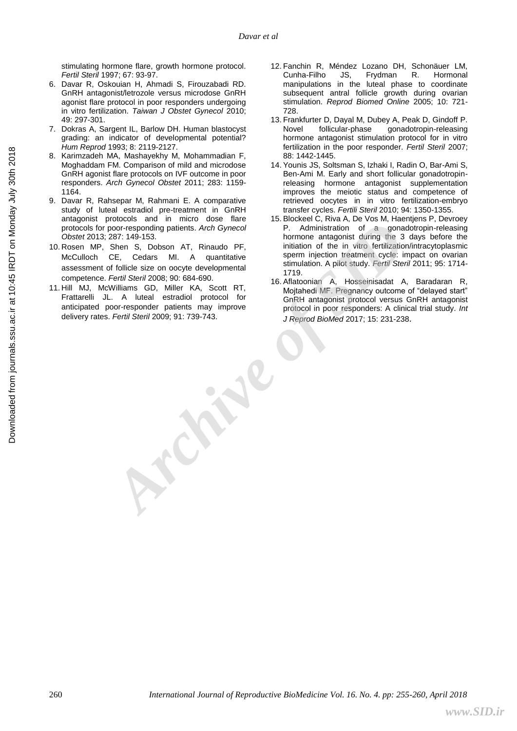stimulating hormone flare, growth hormone protocol. *Fertil Steril* 1997; 67: 93-97.

6. Davar R, Oskouian H, Ahmadi S, Firouzabadi RD. GnRH antagonist/letrozole versus microdose GnRH agonist flare protocol in poor responders undergoing in vitro fertilization. *Taiwan J Obstet Gynecol* 2010; 49: 297-301.
7. Dokras A, Sargent IL, Barlow DH. Human blastocyst grading: an indicator of developmental potential? *Hum Reprod* 1993; 8: 2119-2127.
8. Karimzadeh MA, Mashayekhy M, Mohammadian F, Moghaddam FM. Comparison of mild and microdose GnRH agonist flare protocols on IVF outcome in poor responders. *Arch Gynecol Obstet* 2011; 283: 1159-1164.
9. Davar R, Rahsepar M, Rahmani E. A comparative study of luteal estradiol pre-treatment in GnRH antagonist protocols and in micro dose flare protocols for poor-responding patients. *Arch Gynecol Obstet* 2013; 287: 149-153.
10. Rosen MP, Shen S, Dobson AT, Rinaudo PF, McCulloch CE, Cedars MI. A quantitative assessment of follicle size on oocyte developmental competence. *Fertil Steril* 2008; 90: 684-690.
11. Hill MJ, McWilliams GD, Miller KA, Scott RT, Frattarelli JL. A luteal estradiol protocol for anticipated poor-responder patients may improve delivery rates. *Fertil Steril* 2009; 91: 739-743.
12. Fanchin R, Méndez Lozano DH, Schonäuer LM, Cunha-Filho JS, Frydman R. Hormonal manipulations in the luteal phase to coordinate subsequent antral follicle growth during ovarian stimulation. *Reprod Biomed Online* 2005; 10: 721-728.
13. Frankfurter D, Dayal M, Dubey A, Peak D, Gindoff P. Novel follicular-phase gonadotropin-releasing hormone antagonist stimulation protocol for in vitro fertilization in the poor responder. *Fertil Steril* 2007; 88: 1442-1445.
14. Younis JS, Soltsman S, Izhaki I, Radin O, Bar-Ami S, Ben-Ami M. Early and short follicular gonadotropin-releasing hormone antagonist supplementation improves the meiotic status and competence of retrieved oocytes in in vitro fertilization-embryo transfer cycles. *Fertili Steril* 2010; 94: 1350-1355.
15. Blockeel C, Riva A, De Vos M, Haentjens P, Devroey P. Administration of a gonadotropin-releasing hormone antagonist during the 3 days before the initiation of the in vitro fertilization/intracytoplasmic sperm injection treatment cycle: impact on ovarian stimulation. A pilot study. *Fertil Steril* 2011; 95: 1714-1719.
16. Aflatoonian A, Hosseinisadat A, Baradaran R, Mojtahedi MF. Pregnancy outcome of "delayed start" GnRH antagonist protocol versus GnRH antagonist protocol in poor responders: A clinical trial study. *Int J Reprod BioMed* 2017; 15: 231-238.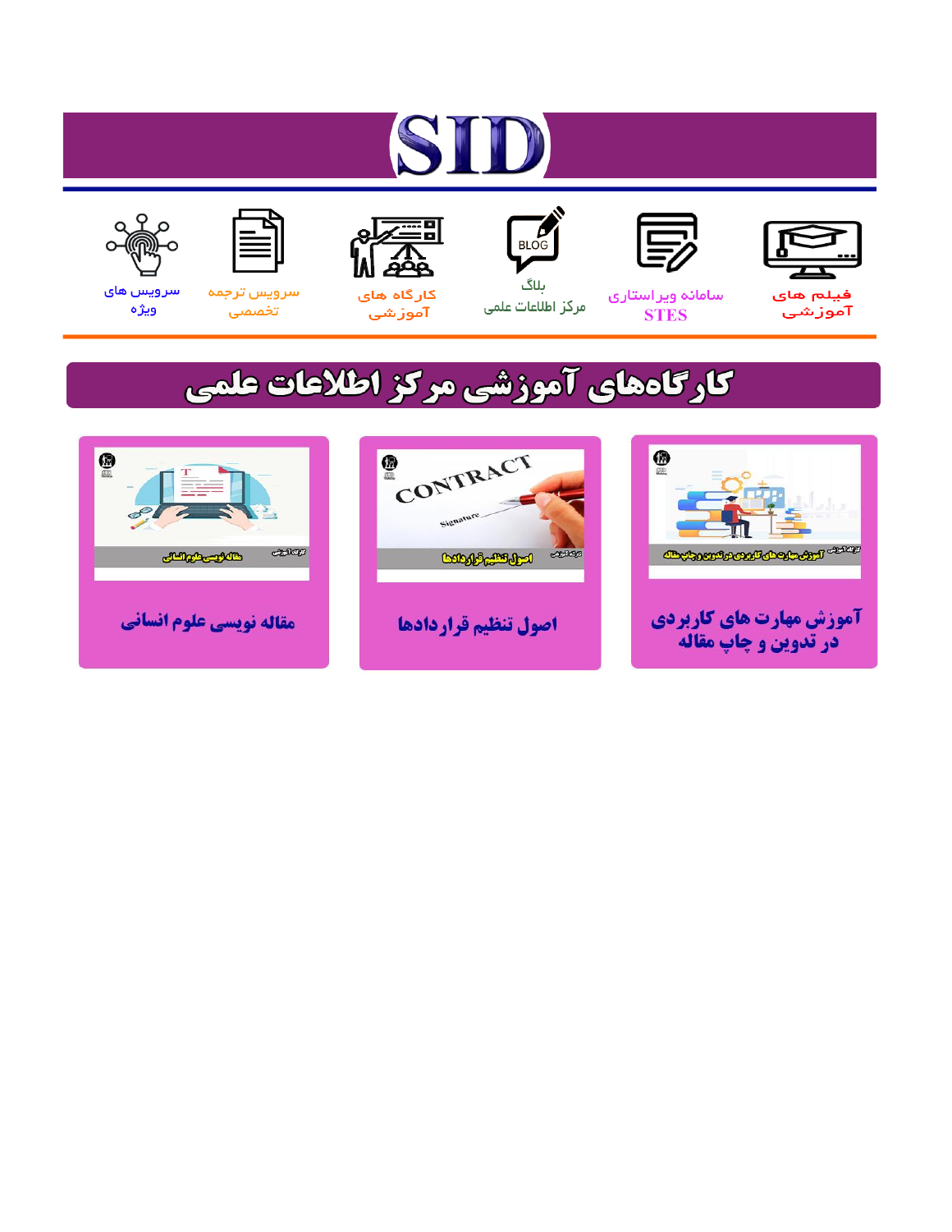# SID

فیلم های آموزشی

سامانه ویراستاری STES

بلاگ مرکز اطلاعات علمی

کارگاه های آموزشی

سرویس ترجمه تخصصی

سرویس های ویژه

## کارگاه‌های آموزشی مرکز اطلاعات علمی

آموزش مهارت های کاربردی در تدوین و چاپ مقاله

اصول تنظیم قراردادها

مقاله نویسی علوم انسانی